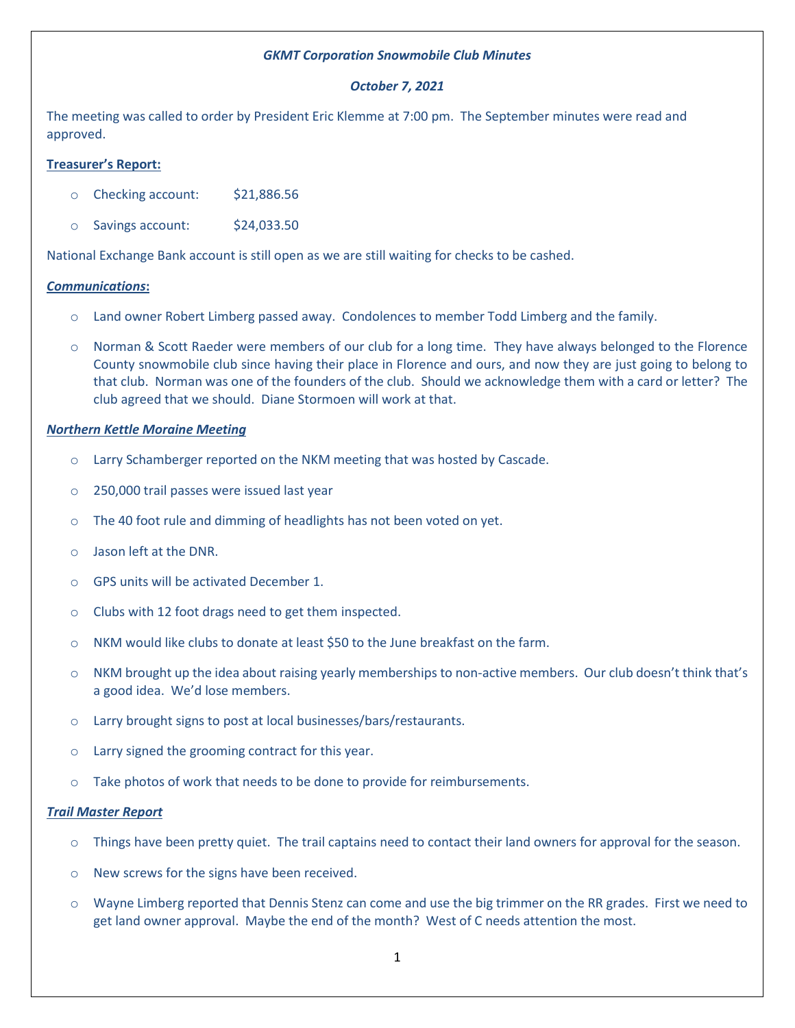***GKMT Corporation Snowmobile Club Minutes***

***October 7, 2021***

The meeting was called to order by President Eric Klemme at 7:00 pm. The September minutes were read and approved.

**Treasurer's Report:**

- Checking account: $21,886.56
- Savings account: $24,033.50

National Exchange Bank account is still open as we are still waiting for checks to be cashed.

***Communications*:**

- Land owner Robert Limberg passed away. Condolences to member Todd Limberg and the family.
- Norman & Scott Raeder were members of our club for a long time. They have always belonged to the Florence County snowmobile club since having their place in Florence and ours, and now they are just going to belong to that club. Norman was one of the founders of the club. Should we acknowledge them with a card or letter? The club agreed that we should. Diane Stormoen will work at that.

***Northern Kettle Moraine Meeting***

- Larry Schamberger reported on the NKM meeting that was hosted by Cascade.
- 250,000 trail passes were issued last year
- The 40 foot rule and dimming of headlights has not been voted on yet.
- Jason left at the DNR.
- GPS units will be activated December 1.
- Clubs with 12 foot drags need to get them inspected.
- NKM would like clubs to donate at least $50 to the June breakfast on the farm.
- NKM brought up the idea about raising yearly memberships to non-active members. Our club doesn't think that's a good idea. We'd lose members.
- Larry brought signs to post at local businesses/bars/restaurants.
- Larry signed the grooming contract for this year.
- Take photos of work that needs to be done to provide for reimbursements.

***Trail Master Report***

- Things have been pretty quiet. The trail captains need to contact their land owners for approval for the season.
- New screws for the signs have been received.
- Wayne Limberg reported that Dennis Stenz can come and use the big trimmer on the RR grades. First we need to get land owner approval. Maybe the end of the month? West of C needs attention the most.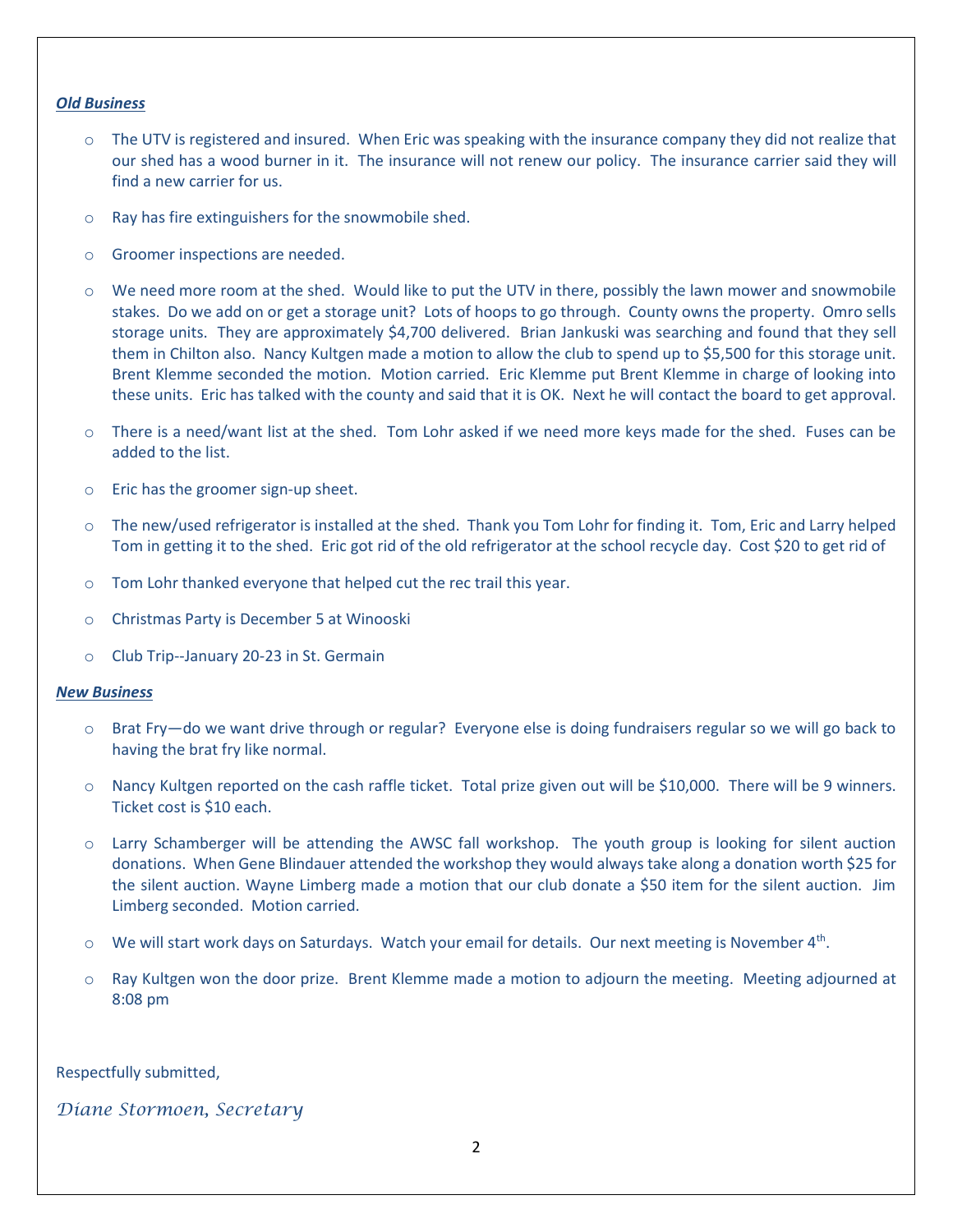***Old Business***

- The UTV is registered and insured. When Eric was speaking with the insurance company they did not realize that our shed has a wood burner in it. The insurance will not renew our policy. The insurance carrier said they will find a new carrier for us.
- Ray has fire extinguishers for the snowmobile shed.
- Groomer inspections are needed.
- We need more room at the shed. Would like to put the UTV in there, possibly the lawn mower and snowmobile stakes. Do we add on or get a storage unit? Lots of hoops to go through. County owns the property. Omro sells storage units. They are approximately $4,700 delivered. Brian Jankuski was searching and found that they sell them in Chilton also. Nancy Kultgen made a motion to allow the club to spend up to $5,500 for this storage unit. Brent Klemme seconded the motion. Motion carried. Eric Klemme put Brent Klemme in charge of looking into these units. Eric has talked with the county and said that it is OK. Next he will contact the board to get approval.
- There is a need/want list at the shed. Tom Lohr asked if we need more keys made for the shed. Fuses can be added to the list.
- Eric has the groomer sign-up sheet.
- The new/used refrigerator is installed at the shed. Thank you Tom Lohr for finding it. Tom, Eric and Larry helped Tom in getting it to the shed. Eric got rid of the old refrigerator at the school recycle day. Cost $20 to get rid of
- Tom Lohr thanked everyone that helped cut the rec trail this year.
- Christmas Party is December 5 at Winooski
- Club Trip--January 20-23 in St. Germain

***New Business***

- Brat Fry—do we want drive through or regular? Everyone else is doing fundraisers regular so we will go back to having the brat fry like normal.
- Nancy Kultgen reported on the cash raffle ticket. Total prize given out will be $10,000. There will be 9 winners. Ticket cost is $10 each.
- Larry Schamberger will be attending the AWSC fall workshop. The youth group is looking for silent auction donations. When Gene Blindauer attended the workshop they would always take along a donation worth $25 for the silent auction. Wayne Limberg made a motion that our club donate a $50 item for the silent auction. Jim Limberg seconded. Motion carried.
- We will start work days on Saturdays. Watch your email for details. Our next meeting is November 4th.
- Ray Kultgen won the door prize. Brent Klemme made a motion to adjourn the meeting. Meeting adjourned at 8:08 pm

Respectfully submitted,

*Diane Stormoen, Secretary*